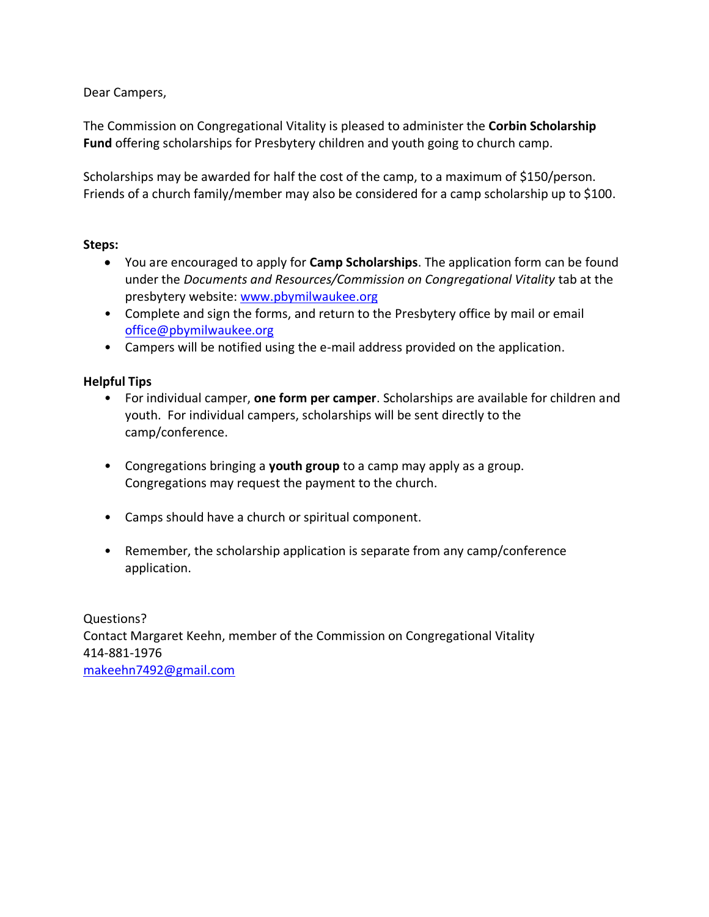Dear Campers,

The Commission on Congregational Vitality is pleased to administer the **Corbin Scholarship Fund** offering scholarships for Presbytery children and youth going to church camp.

Scholarships may be awarded for half the cost of the camp, to a maximum of $150/person. Friends of a church family/member may also be considered for a camp scholarship up to $100.

**Steps:**

- You are encouraged to apply for **Camp Scholarships**. The application form can be found under the *Documents and Resources/Commission on Congregational Vitality* tab at the presbytery website: [www.pbymilwaukee.org](http://www.pbymilwaukee.org)
- Complete and sign the forms, and return to the Presbytery office by mail or email [office@pbymilwaukee.org](mailto:office@pbymilwaukee.org)
- Campers will be notified using the e-mail address provided on the application.

**Helpful Tips**

- For individual camper, **one form per camper**. Scholarships are available for children and youth. For individual campers, scholarships will be sent directly to the camp/conference.
- Congregations bringing a **youth group** to a camp may apply as a group. Congregations may request the payment to the church.
- Camps should have a church or spiritual component.
- Remember, the scholarship application is separate from any camp/conference application.

Questions?
Contact Margaret Keehn, member of the Commission on Congregational Vitality
414-881-1976
[makeehn7492@gmail.com](mailto:makeehn7492@gmail.com)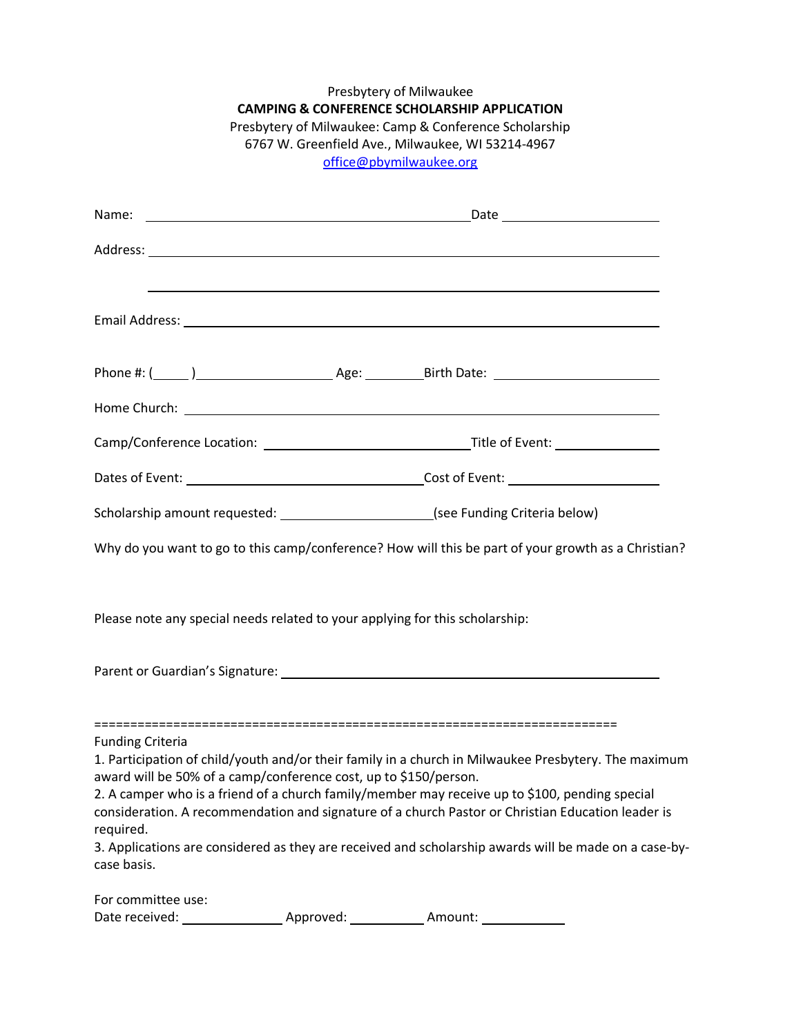Presbytery of Milwaukee

**CAMPING & CONFERENCE SCHOLARSHIP APPLICATION**

Presbytery of Milwaukee: Camp & Conference Scholarship
6767 W. Greenfield Ave., Milwaukee, WI 53214-4967
office@pbymilwaukee.org

Name: ______________________________ Date ______________

Address: ________________________________________________

________________________________________________

Email Address: ________________________________________________

Phone #: (_____)______________ Age: ________ Birth Date: ______________

Home Church: ________________________________________________

Camp/Conference Location: ______________________ Title of Event: __________

Dates of Event: ______________________ Cost of Event: ______________

Scholarship amount requested: ______________ (see Funding Criteria below)

Why do you want to go to this camp/conference? How will this be part of your growth as a Christian?

Please note any special needs related to your applying for this scholarship:

Parent or Guardian's Signature: ________________________________________

==========================================================================

Funding Criteria

1. Participation of child/youth and/or their family in a church in Milwaukee Presbytery. The maximum award will be 50% of a camp/conference cost, up to $150/person.
2. A camper who is a friend of a church family/member may receive up to $100, pending special consideration. A recommendation and signature of a church Pastor or Christian Education leader is required.
3. Applications are considered as they are received and scholarship awards will be made on a case-by-case basis.

For committee use:
Date received: __________ Approved: ________ Amount: ________